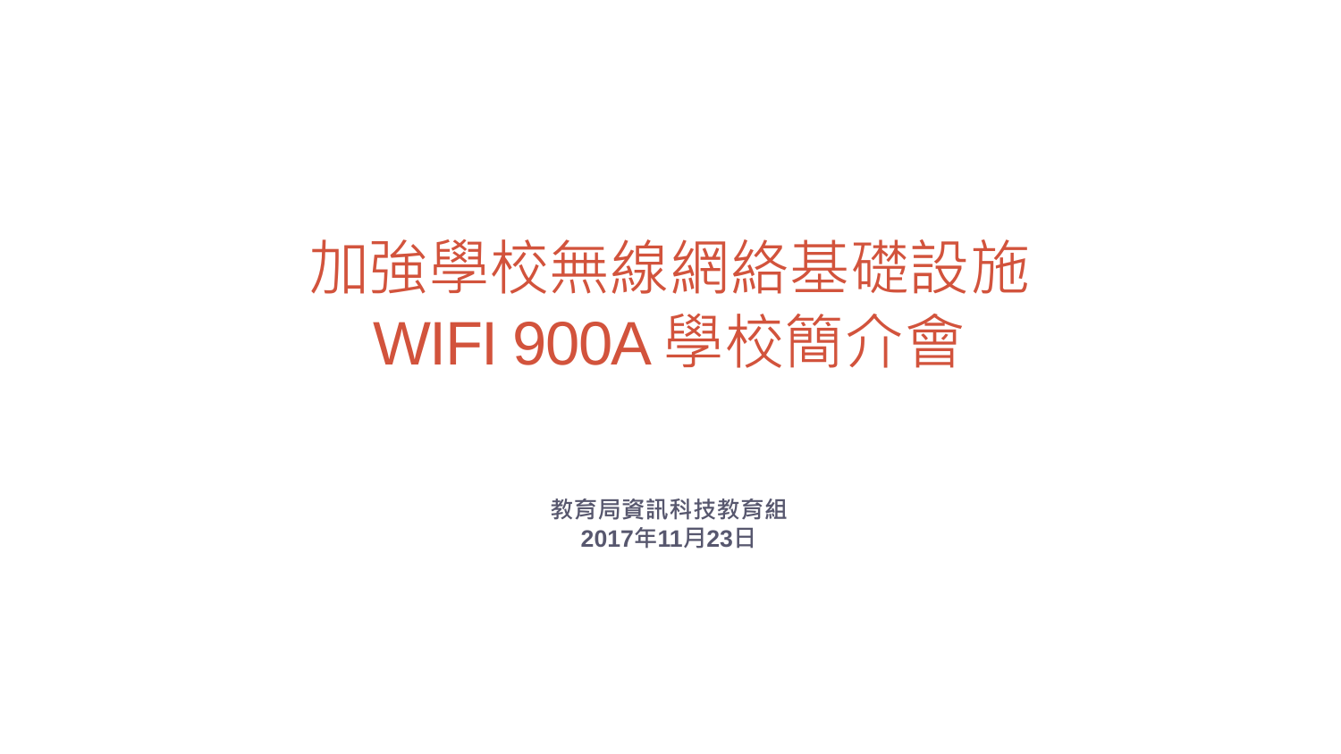# 加強學校無線網絡基礎設施
# WIFI 900A 學校簡介會

**教育局資訊科技教育組**
**2017年11月23日**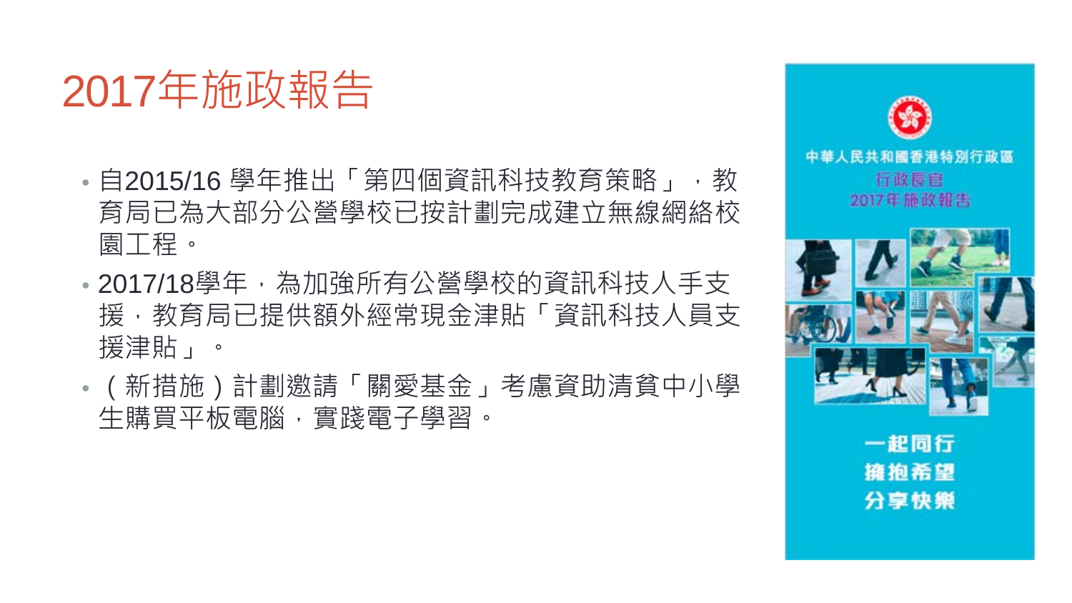# 2017年施政報告

- 自2015/16 學年推出「第四個資訊科技教育策略」，教育局已為大部分公營學校已按計劃完成建立無線網絡校園工程。
- 2017/18學年，為加強所有公營學校的資訊科技人手支援，教育局已提供額外經常現金津貼「資訊科技人員支援津貼」。
- （新措施）計劃邀請「關愛基金」考慮資助清貧中小學生購買平板電腦，實踐電子學習。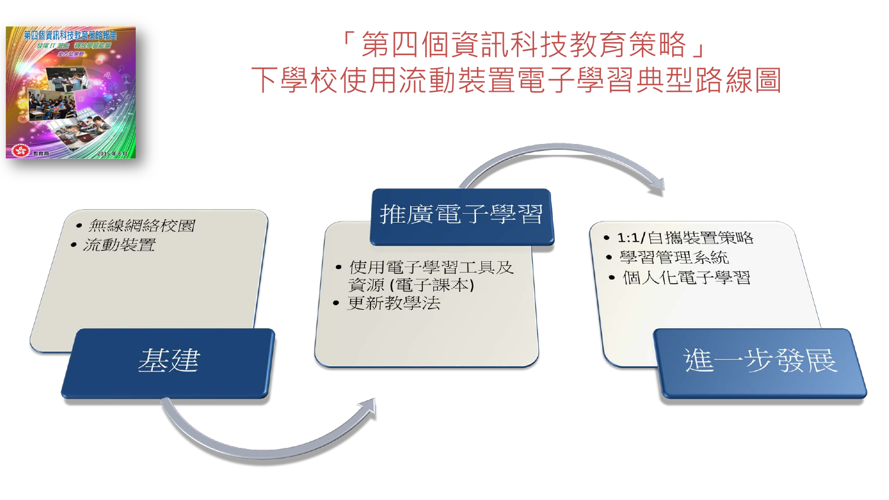# 「第四個資訊科技教育策略」下學校使用流動裝置電子學習典型路線圖

## 基建

- 無線網絡校園
- 流動裝置

## 推廣電子學習

- 使用電子學習工具及資源 (電子課本)
- 更新教學法

## 進一步發展

- 1:1/自攜裝置策略
- 學習管理系統
- 個人化電子學習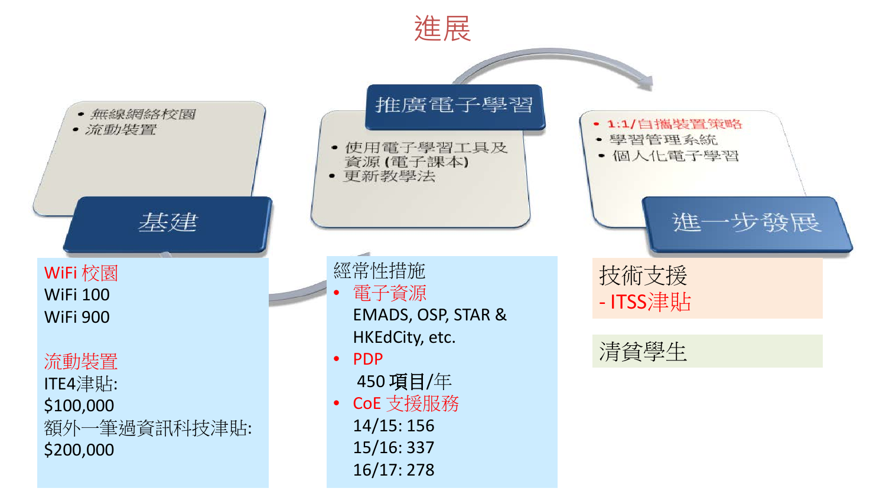# 進展

## 基建

- 無線網絡校園
- 流動裝置

WiFi 校園
WiFi 100
WiFi 900

流動裝置
ITE4津貼:
$100,000
額外一筆過資訊科技津貼:
$200,000

## 推廣電子學習

- 使用電子學習工具及資源 (電子課本)
- 更新教學法

經常性措施

- 電子資源
  EMADS, OSP, STAR & HKEdCity, etc.
- PDP
  450 **項目**/年
- CoE 支援服務
  14/15: 156
  15/16: 337
  16/17: 278

## 進一步發展

- 1:1/自攜裝置策略
- 學習管理系統
- 個人化電子學習

技術支援
- ITSS津貼

清貧學生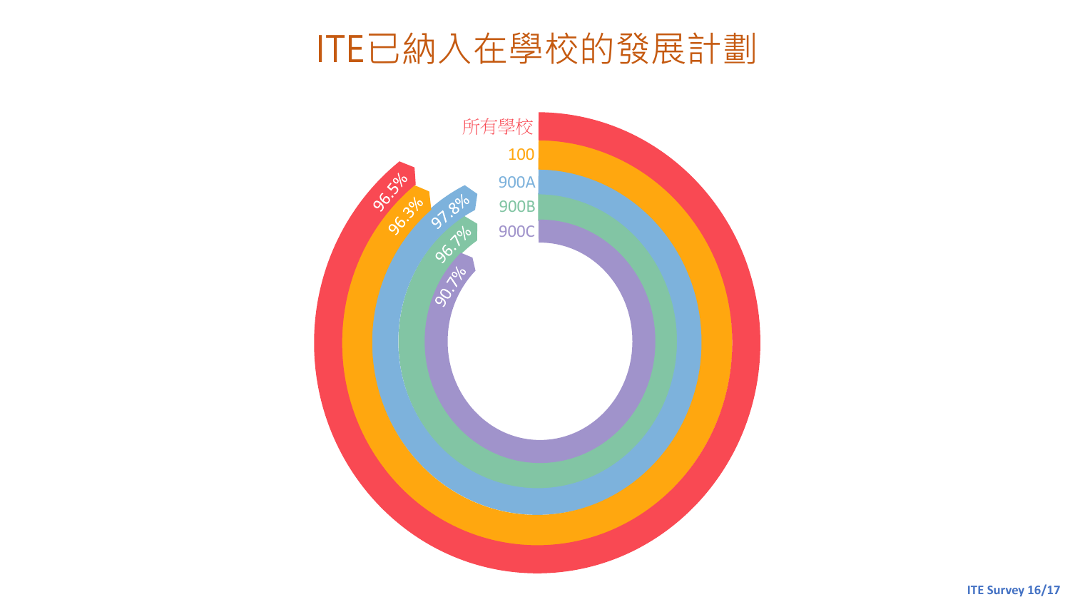# ITE已納入在學校的發展計劃

| 類別 | 百分比 |
| --- | --- |
| 所有學校 | 96.5% |
| 100 | 96.3% |
| 900A | 97.8% |
| 900B | 96.7% |
| 900C | 90.7% |

ITE Survey 16/17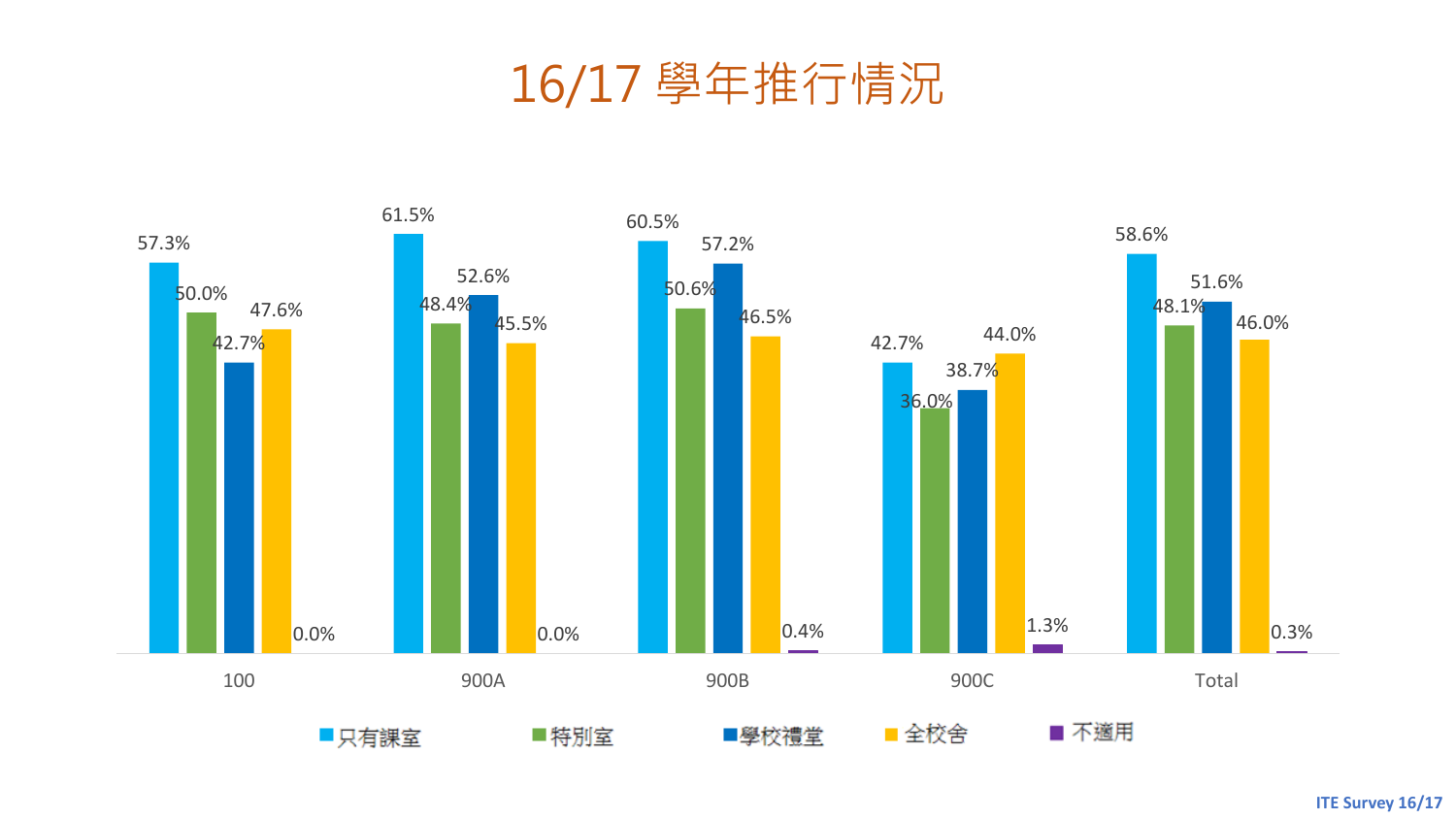# 16/17 學年推行情況

| | 只有課室 | 特別室 | 學校禮堂 | 全校舍 | 不適用 |
|---|---|---|---|---|---|
| 100 | 57.3% | 50.0% | 42.7% | 47.6% | 0.0% |
| 900A | 61.5% | 48.4% | 52.6% | 45.5% | 0.0% |
| 900B | 60.5% | 50.6% | 57.2% | 46.5% | 0.4% |
| 900C | 42.7% | 36.0% | 38.7% | 44.0% | 1.3% |
| Total | 58.6% | 48.1% | 51.6% | 46.0% | 0.3% |

ITE Survey 16/17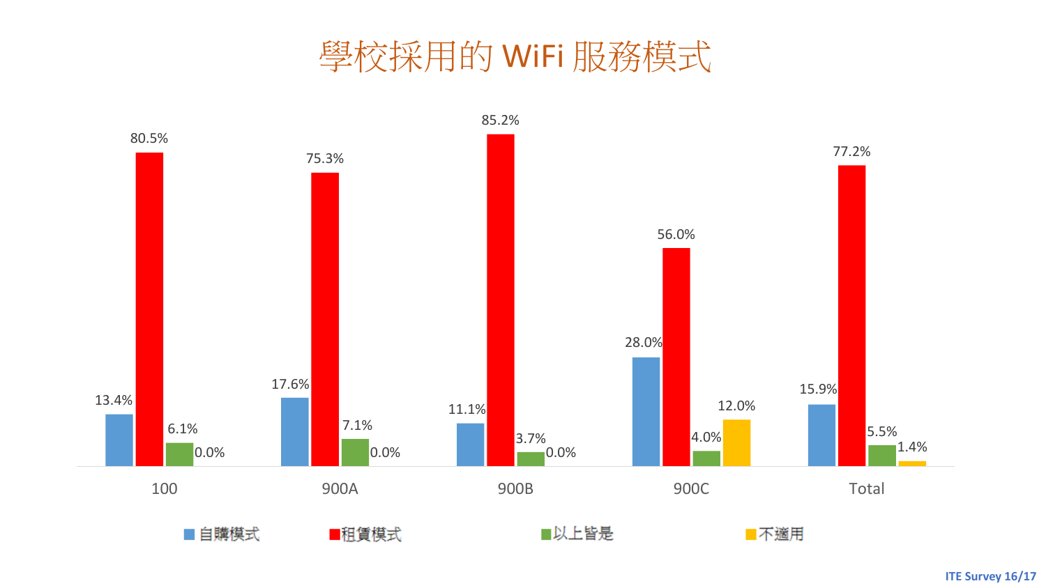# 學校採用的 WiFi 服務模式

| | 100 | 900A | 900B | 900C | Total |
|---|---|---|---|---|---|
| 自購模式 | 13.4% | 17.6% | 11.1% | 28.0% | 15.9% |
| 租賃模式 | 80.5% | 75.3% | 85.2% | 56.0% | 77.2% |
| 以上皆是 | 6.1% | 7.1% | 3.7% | 4.0% | 5.5% |
| 不適用 | 0.0% | 0.0% | 0.0% | 12.0% | 1.4% |

ITE Survey 16/17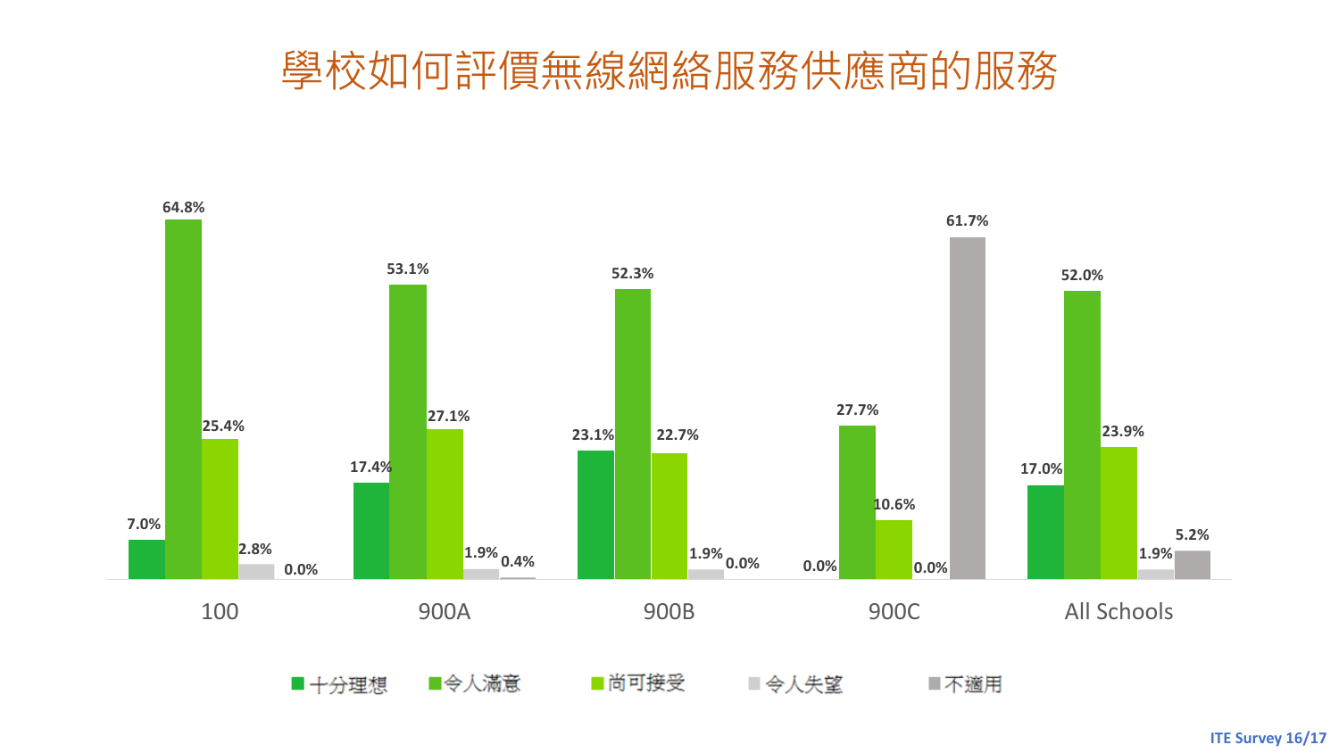# 學校如何評價無線網絡服務供應商的服務

| | 十分理想 | 令人滿意 | 尚可接受 | 令人失望 | 不適用 |
|---|---|---|---|---|---|
| 100 | 7.0% | 64.8% | 25.4% | 2.8% | 0.0% |
| 900A | 17.4% | 53.1% | 27.1% | 1.9% | 0.4% |
| 900B | 23.1% | 52.3% | 22.7% | 1.9% | 0.0% |
| 900C | 0.0% | 27.7% | 10.6% | 0.0% | 61.7% |
| All Schools | 17.0% | 52.0% | 23.9% | 1.9% | 5.2% |

ITE Survey 16/17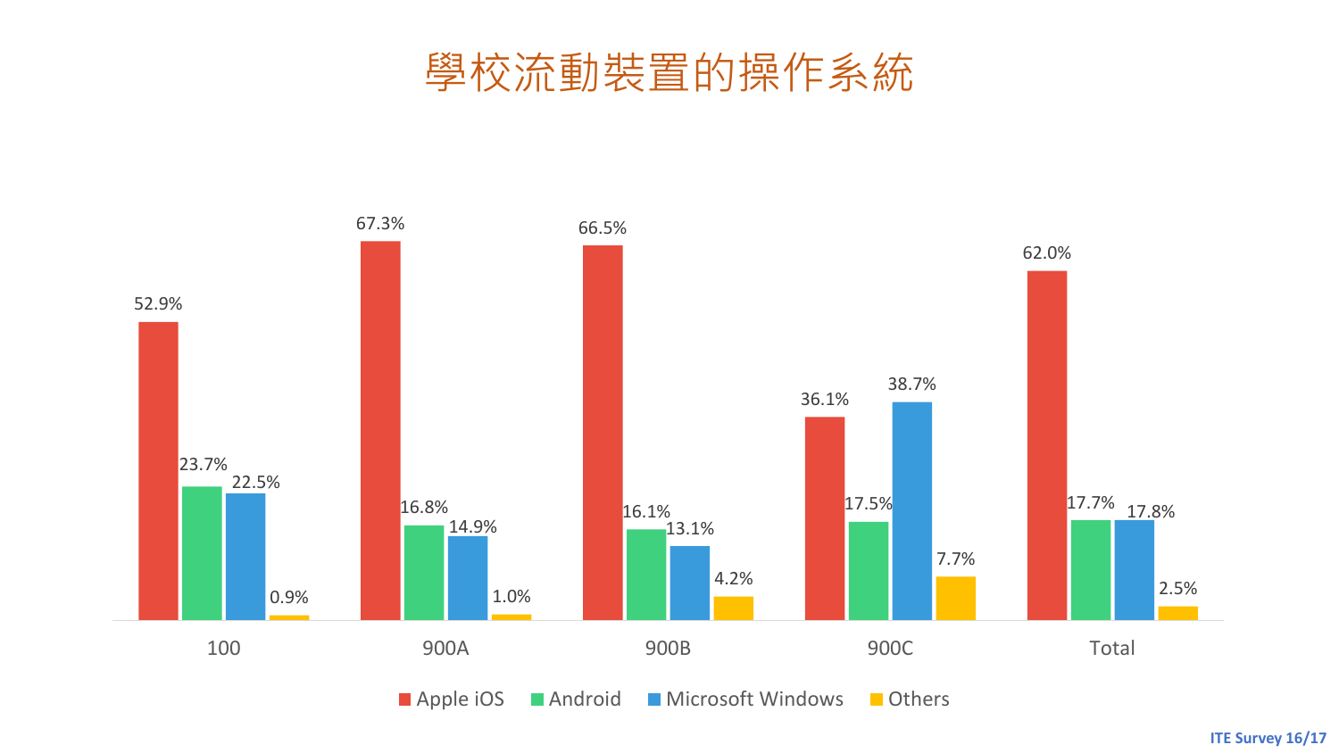# 學校流動裝置的操作系統

| | Apple iOS | Android | Microsoft Windows | Others |
|---|---|---|---|---|
| 100 | 52.9% | 23.7% | 22.5% | 0.9% |
| 900A | 67.3% | 16.8% | 14.9% | 1.0% |
| 900B | 66.5% | 16.1% | 13.1% | 4.2% |
| 900C | 36.1% | 17.5% | 38.7% | 7.7% |
| Total | 62.0% | 17.7% | 17.8% | 2.5% |

ITE Survey 16/17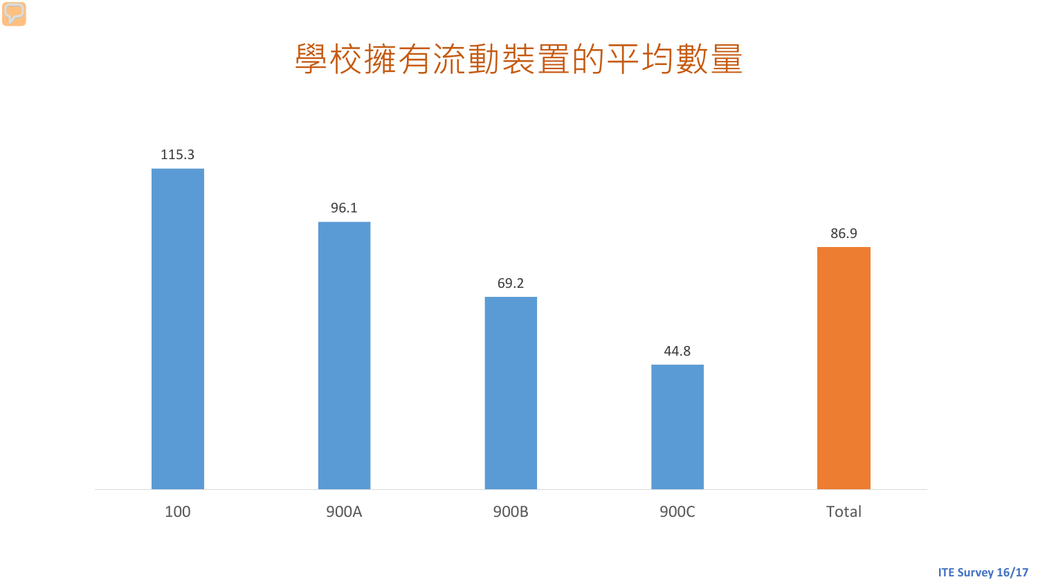# 學校擁有流動裝置的平均數量

| 100 | 900A | 900B | 900C | Total |
|---|---|---|---|---|
| 115.3 | 96.1 | 69.2 | 44.8 | 86.9 |

ITE Survey 16/17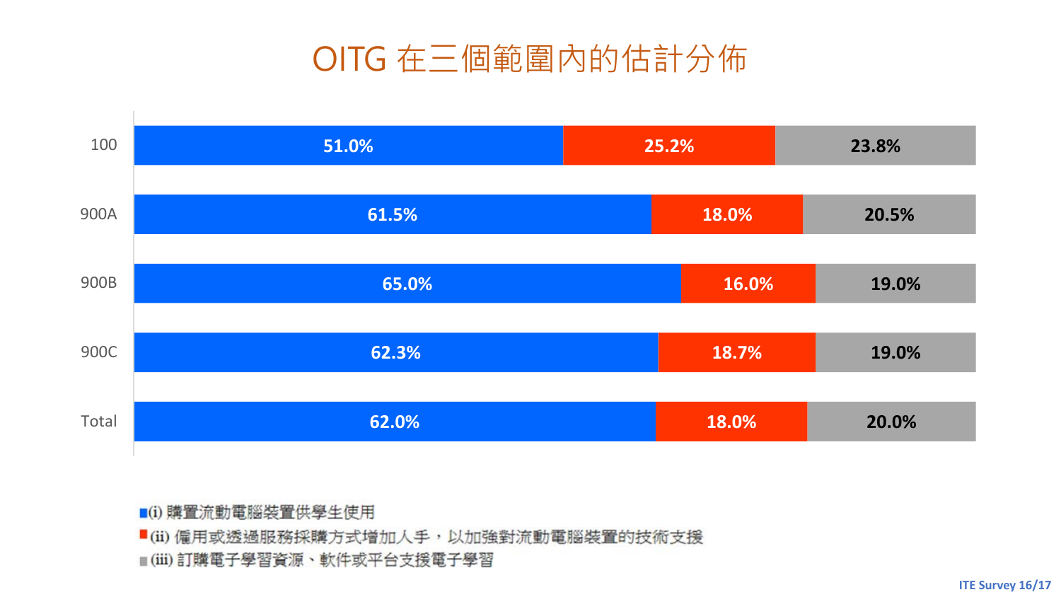# OITG 在三個範圍內的估計分佈

| | (i) | (ii) | (iii) |
|---|---|---|---|
| 100 | 51.0% | 25.2% | 23.8% |
| 900A | 61.5% | 18.0% | 20.5% |
| 900B | 65.0% | 16.0% | 19.0% |
| 900C | 62.3% | 18.7% | 19.0% |
| Total | 62.0% | 18.0% | 20.0% |

- (i) 購置流動電腦裝置供學生使用
- (ii) 僱用或透過服務採購方式增加人手，以加強對流動電腦裝置的技術支援
- (iii) 訂購電子學習資源、軟件或平台支援電子學習

ITE Survey 16/17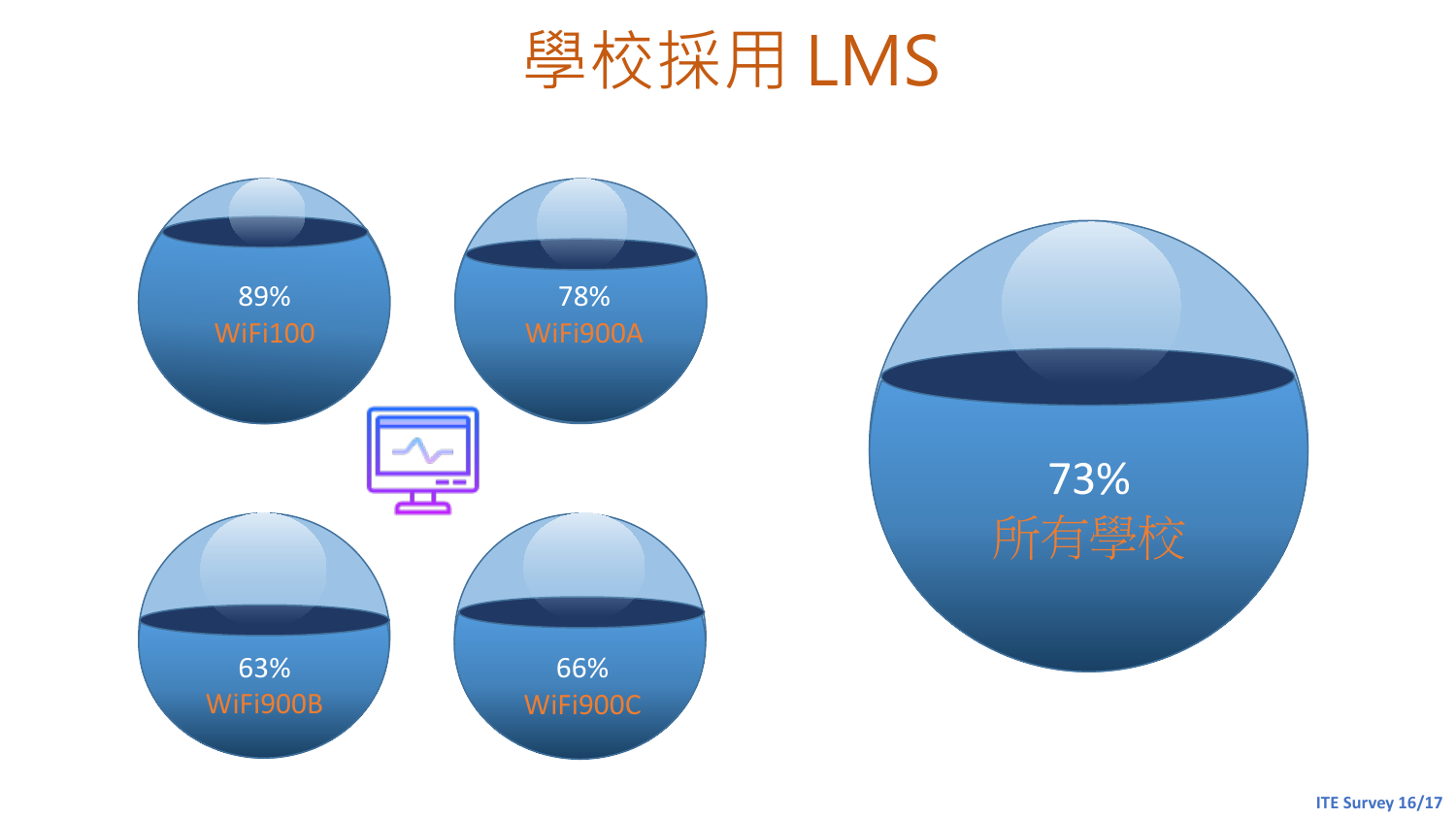# 學校採用 LMS

89%
WiFi100

78%
WiFi900A

63%
WiFi900B

66%
WiFi900C

73%
所有學校

ITE Survey 16/17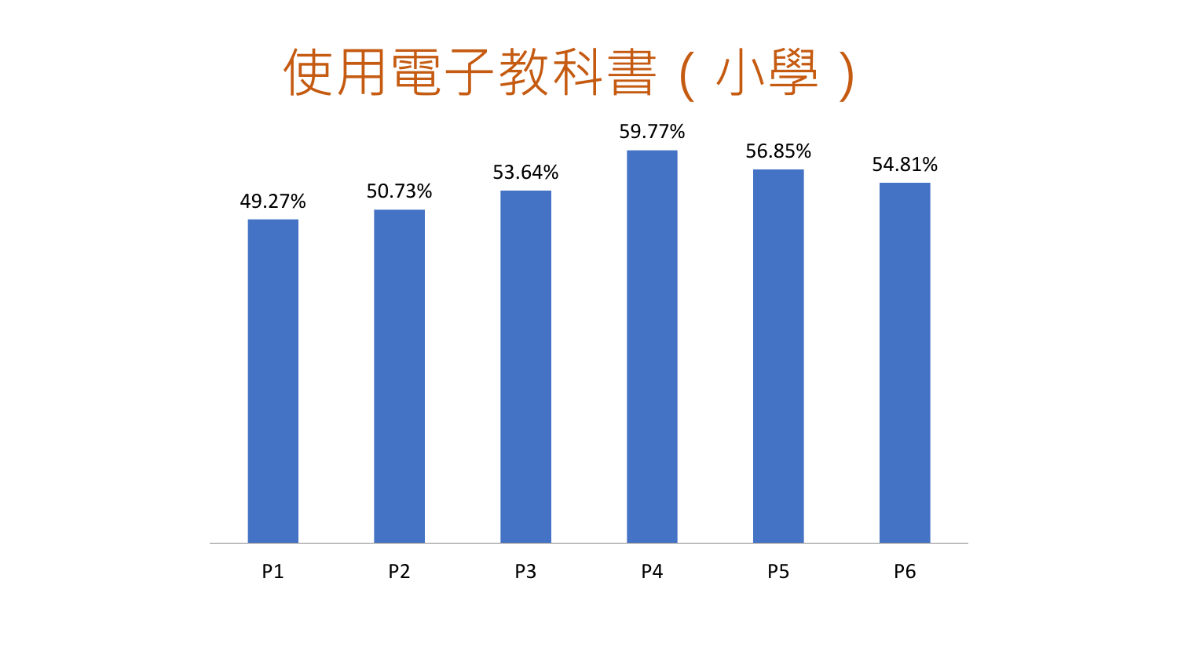# 使用電子教科書（小學）

| P1 | P2 | P3 | P4 | P5 | P6 |
| --- | --- | --- | --- | --- | --- |
| 49.27% | 50.73% | 53.64% | 59.77% | 56.85% | 54.81% |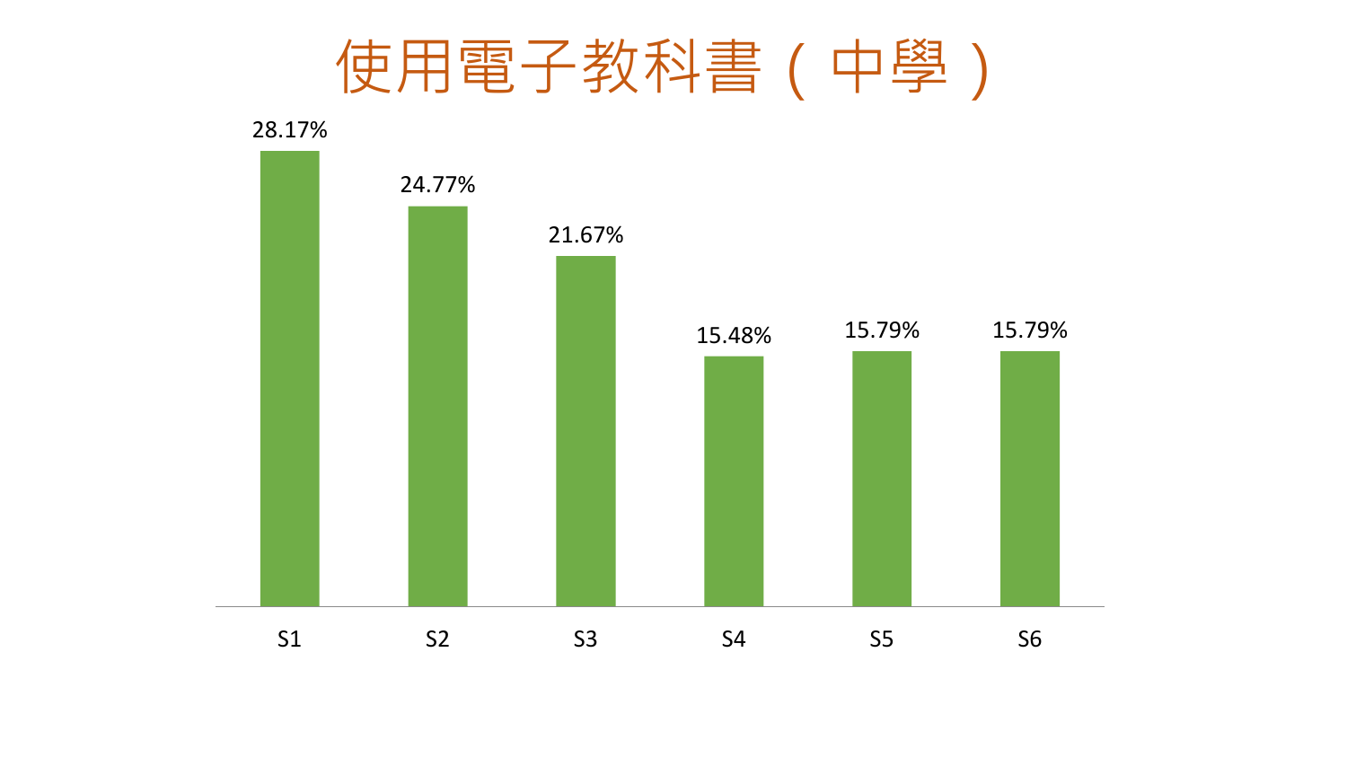# 使用電子教科書（中學）

| S1 | S2 | S3 | S4 | S5 | S6 |
|---|---|---|---|---|---|
| 28.17% | 24.77% | 21.67% | 15.48% | 15.79% | 15.79% |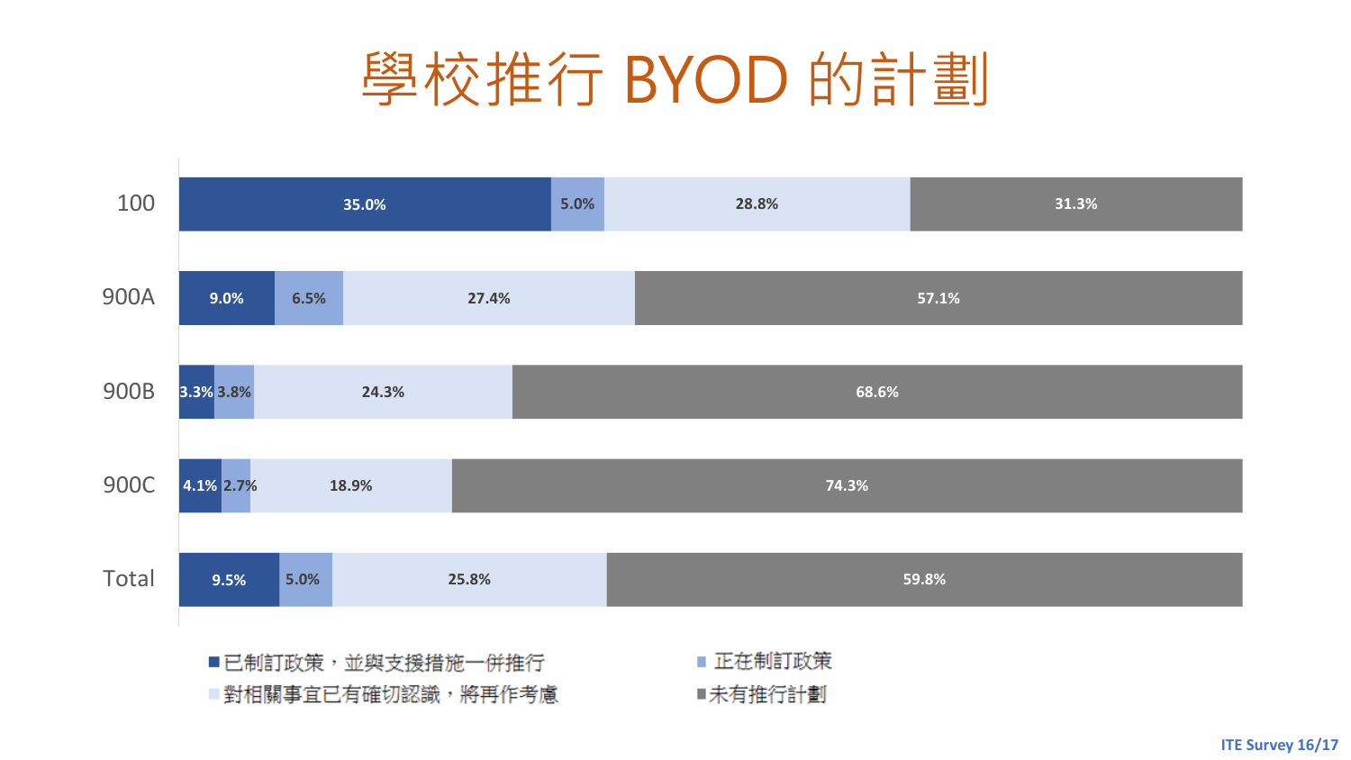# 學校推行 BYOD 的計劃

| | 已制訂政策，並與支援措施一併推行 | 正在制訂政策 | 對相關事宜已有確切認識，將再作考慮 | 未有推行計劃 |
|---|---|---|---|---|
| 100 | 35.0% | 5.0% | 28.8% | 31.3% |
| 900A | 9.0% | 6.5% | 27.4% | 57.1% |
| 900B | 3.3% | 3.8% | 24.3% | 68.6% |
| 900C | 4.1% | 2.7% | 18.9% | 74.3% |
| Total | 9.5% | 5.0% | 25.8% | 59.8% |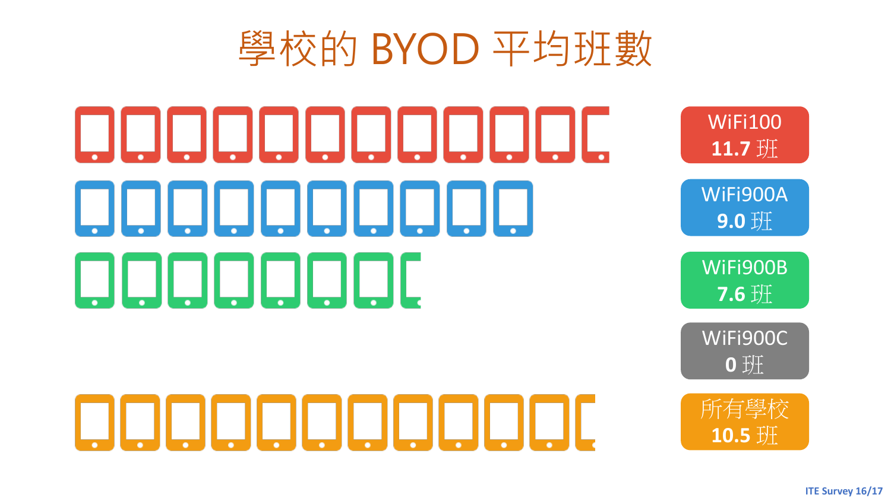# 學校的 BYOD 平均班數

WiFi100
**11.7** 班

WiFi900A
**9.0** 班

WiFi900B
**7.6** 班

WiFi900C
**0** 班

所有學校
**10.5** 班

ITE Survey 16/17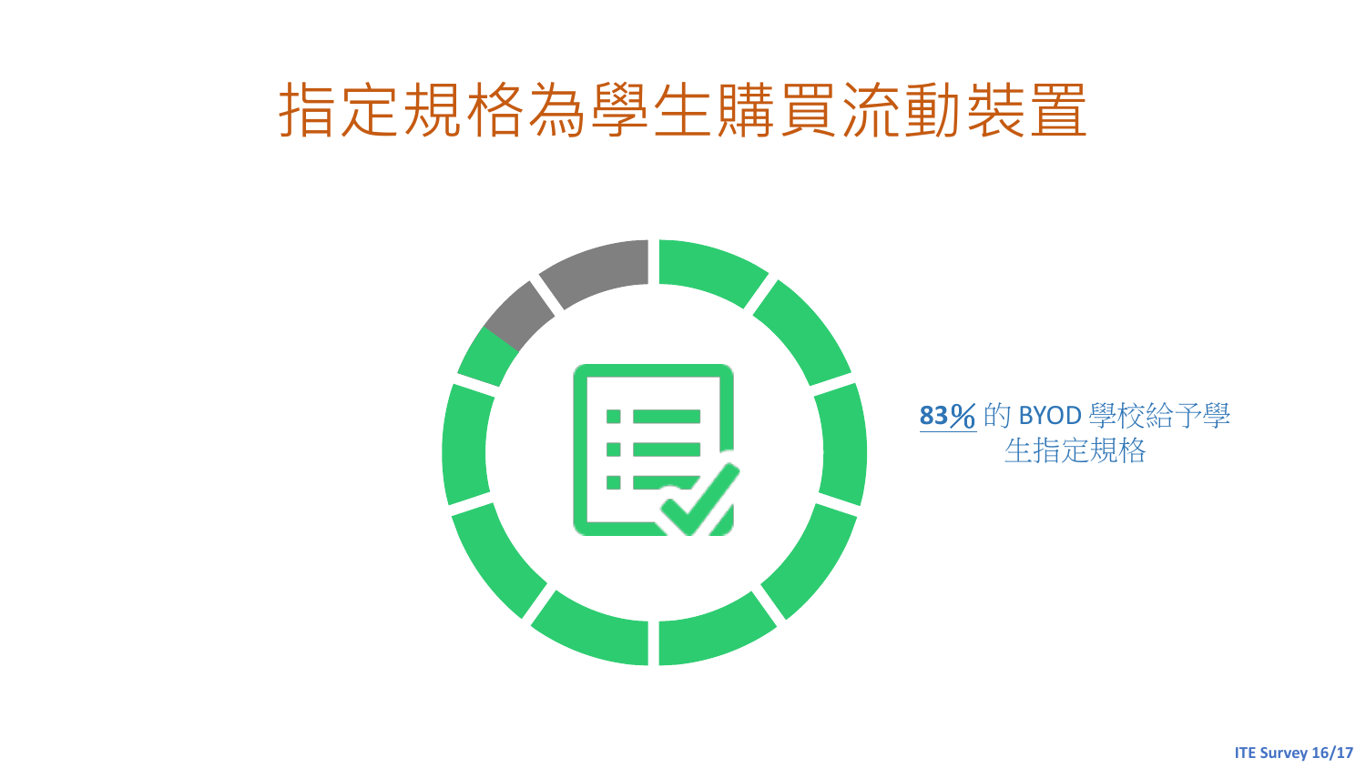# 指定規格為學生購買流動裝置

**83%** 的 BYOD 學校給予學生指定規格

ITE Survey 16/17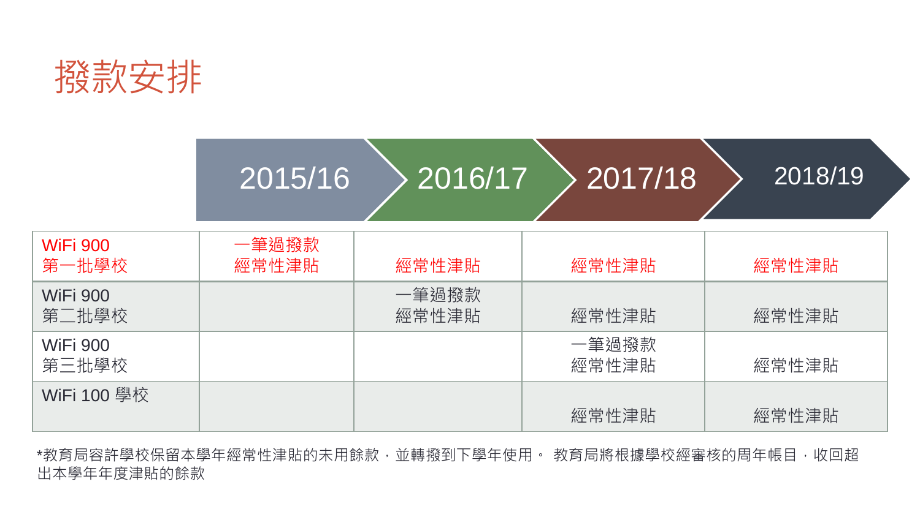# 撥款安排

| | 2015/16 | 2016/17 | 2017/18 | 2018/19 |
|---|---|---|---|---|
| WiFi 900 第一批學校 | 一筆過撥款 經常性津貼 | 經常性津貼 | 經常性津貼 | 經常性津貼 |
| WiFi 900 第二批學校 | | 一筆過撥款 經常性津貼 | 經常性津貼 | 經常性津貼 |
| WiFi 900 第三批學校 | | | 一筆過撥款 經常性津貼 | 經常性津貼 |
| WiFi 100 學校 | | | 經常性津貼 | 經常性津貼 |

*教育局容許學校保留本學年經常性津貼的未用餘款，並轉撥到下學年使用。 教育局將根據學校經審核的周年帳目，收回超出本學年年度津貼的餘款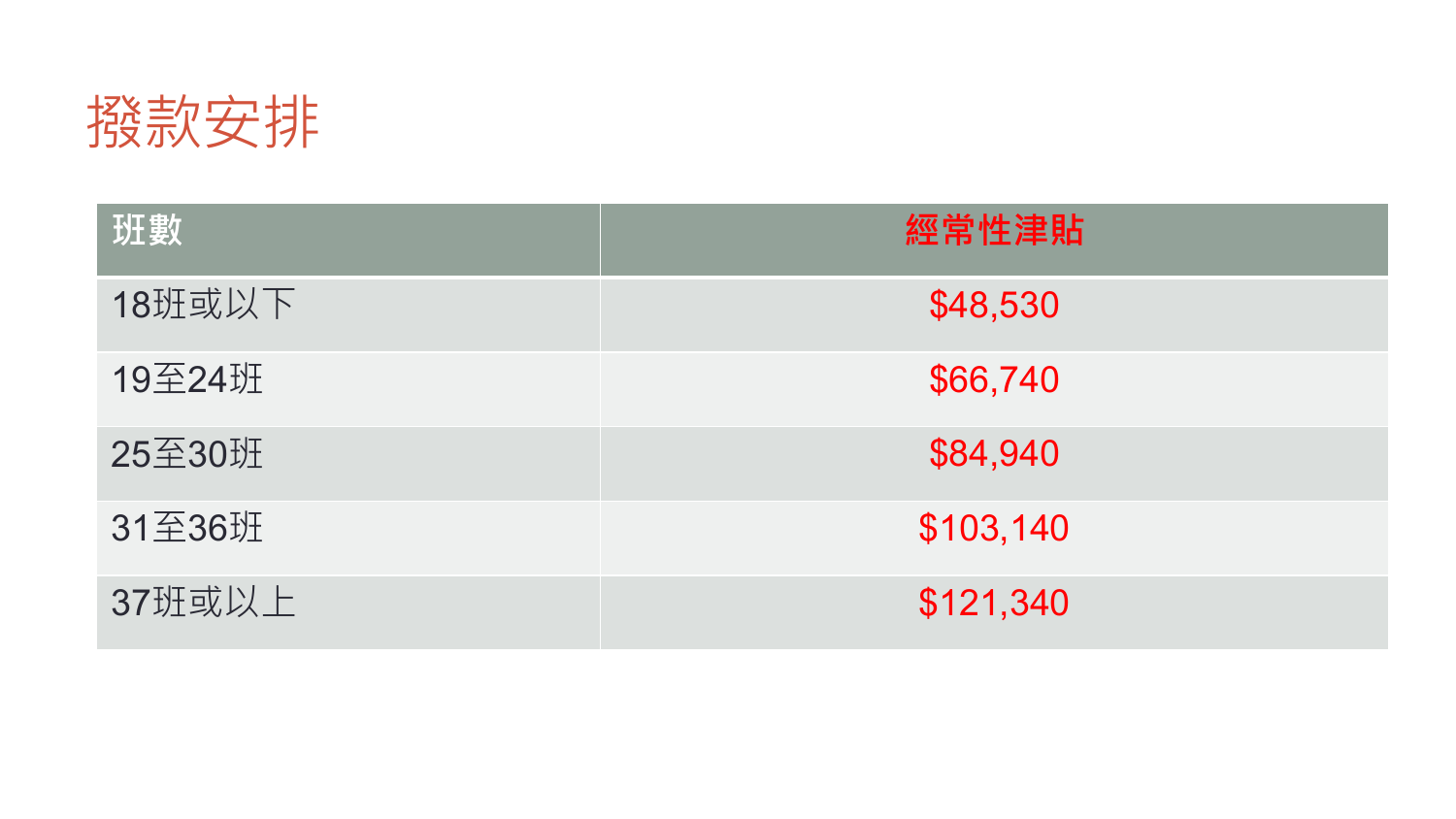# 撥款安排

| 班數 | 經常性津貼 |
| --- | --- |
| 18班或以下 | $48,530 |
| 19至24班 | $66,740 |
| 25至30班 | $84,940 |
| 31至36班 | $103,140 |
| 37班或以上 | $121,340 |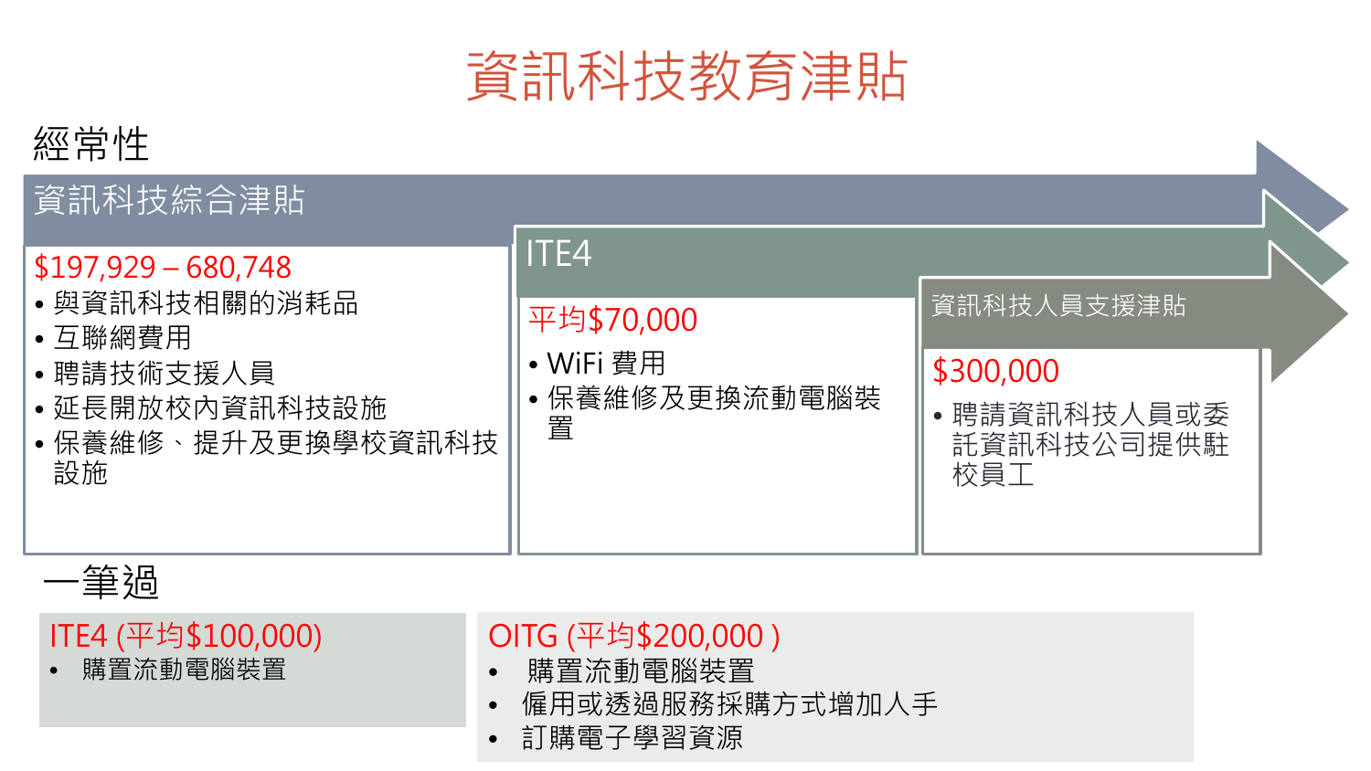# 資訊科技教育津貼

## 經常性

### 資訊科技綜合津貼

$197,929 – 680,748

- 與資訊科技相關的消耗品
- 互聯網費用
- 聘請技術支援人員
- 延長開放校內資訊科技設施
- 保養維修、提升及更換學校資訊科技設施

### ITE4

平均$70,000

- WiFi 費用
- 保養維修及更換流動電腦裝置

### 資訊科技人員支援津貼

$300,000

- 聘請資訊科技人員或委託資訊科技公司提供駐校員工

## 一筆過

### ITE4 (平均$100,000)

- 購置流動電腦裝置

### OITG (平均$200,000 )

- 購置流動電腦裝置
- 僱用或透過服務採購方式增加人手
- 訂購電子學習資源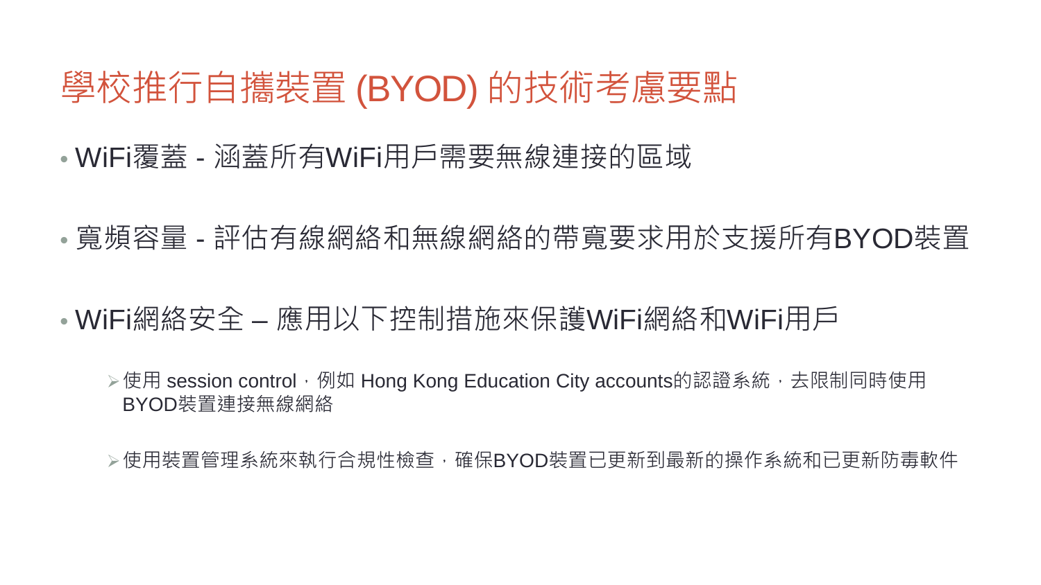# 學校推行自攜裝置 (BYOD) 的技術考慮要點

- WiFi覆蓋 - 涵蓋所有WiFi用戶需要無線連接的區域
- 寬頻容量 - 評估有線網絡和無線網絡的帶寬要求用於支援所有BYOD裝置
- WiFi網絡安全 – 應用以下控制措施來保護WiFi網絡和WiFi用戶
  - 使用 session control，例如 Hong Kong Education City accounts的認證系統，去限制同時使用BYOD裝置連接無線網絡
  - 使用裝置管理系統來執行合規性檢查，確保BYOD裝置已更新到最新的操作系統和已更新防毒軟件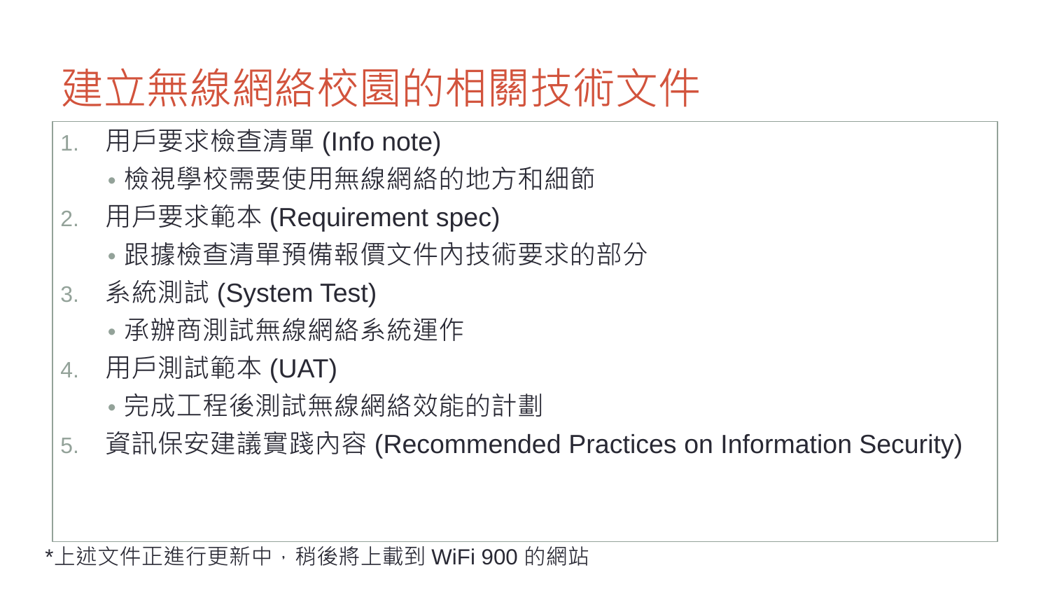# 建立無線網絡校園的相關技術文件

1. 用戶要求檢查清單 (Info note)
   - 檢視學校需要使用無線網絡的地方和細節
2. 用戶要求範本 (Requirement spec)
   - 跟據檢查清單預備報價文件內技術要求的部分
3. 系統測試 (System Test)
   - 承辦商測試無線網絡系統運作
4. 用戶測試範本 (UAT)
   - 完成工程後測試無線網絡效能的計劃
5. 資訊保安建議實踐內容 (Recommended Practices on Information Security)

*上述文件正進行更新中，稍後將上載到 WiFi 900 的網站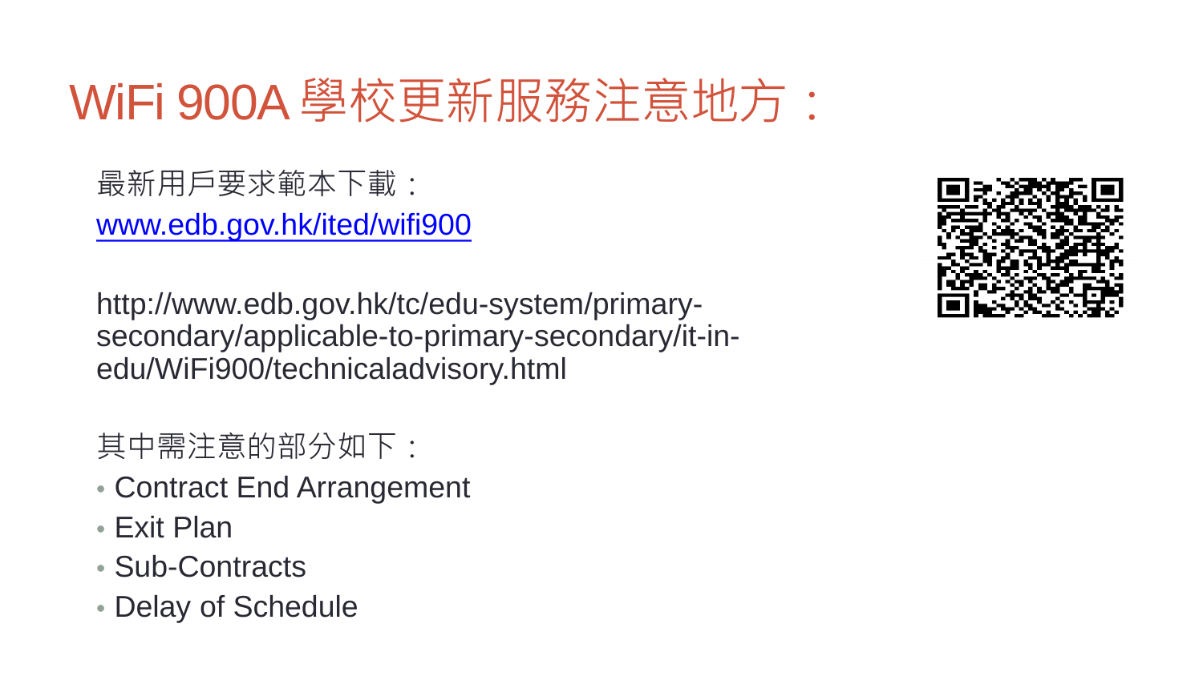# WiFi 900A 學校更新服務注意地方：

最新用戶要求範本下載：

www.edb.gov.hk/ited/wifi900

http://www.edb.gov.hk/tc/edu-system/primary-secondary/applicable-to-primary-secondary/it-in-edu/WiFi900/technicaladvisory.html

其中需注意的部分如下：

- Contract End Arrangement
- Exit Plan
- Sub-Contracts
- Delay of Schedule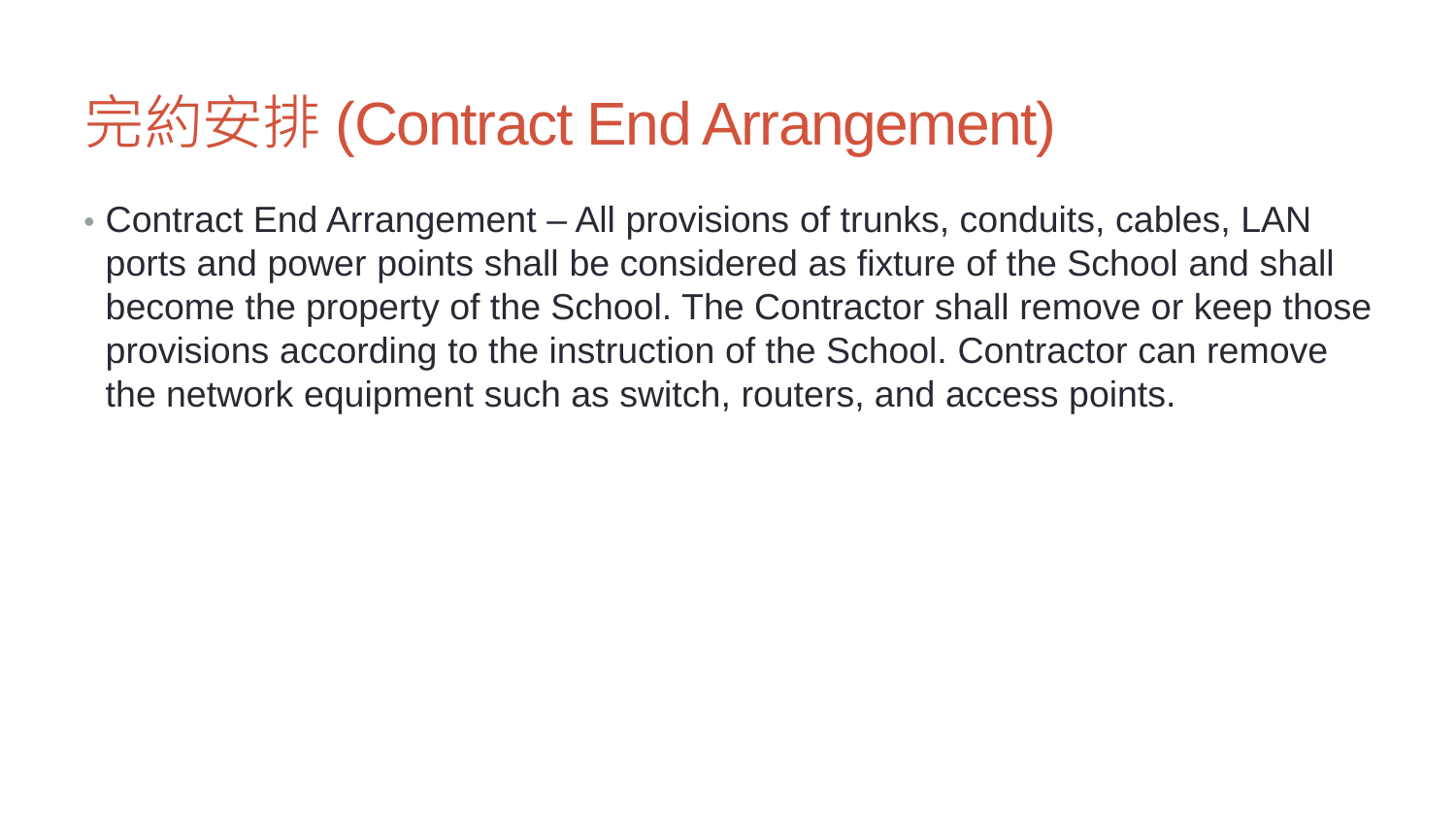# 完約安排 (Contract End Arrangement)

- Contract End Arrangement – All provisions of trunks, conduits, cables, LAN ports and power points shall be considered as fixture of the School and shall become the property of the School. The Contractor shall remove or keep those provisions according to the instruction of the School. Contractor can remove the network equipment such as switch, routers, and access points.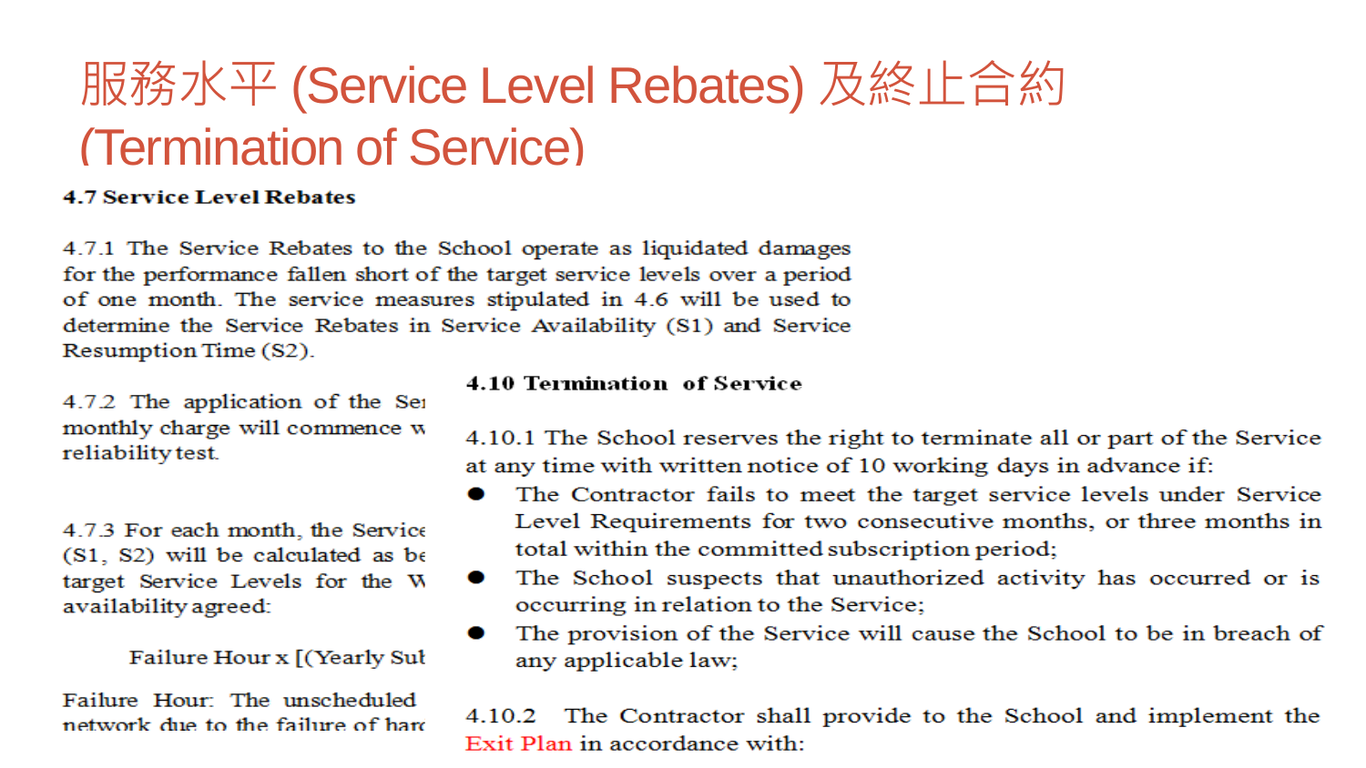# 服務水平 (Service Level Rebates) 及終止合約 (Termination of Service)

**4.7 Service Level Rebates**

4.7.1 The Service Rebates to the School operate as liquidated damages for the performance fallen short of the target service levels over a period of one month. The service measures stipulated in 4.6 will be used to determine the Service Rebates in Service Availability (S1) and Service Resumption Time (S2).

4.7.2 The application of the Se
monthly charge will commence w
reliability test.

4.7.3 For each month, the Service
(S1, S2) will be calculated as be
target Service Levels for the W
availability agreed:

Failure Hour x [(Yearly Sub

Failure Hour: The unscheduled
network due to the failure of hard

**4.10 Termination of Service**

4.10.1 The School reserves the right to terminate all or part of the Service at any time with written notice of 10 working days in advance if:

- The Contractor fails to meet the target service levels under Service Level Requirements for two consecutive months, or three months in total within the committed subscription period;
- The School suspects that unauthorized activity has occurred or is occurring in relation to the Service;
- The provision of the Service will cause the School to be in breach of any applicable law;

4.10.2 The Contractor shall provide to the School and implement the Exit Plan in accordance with: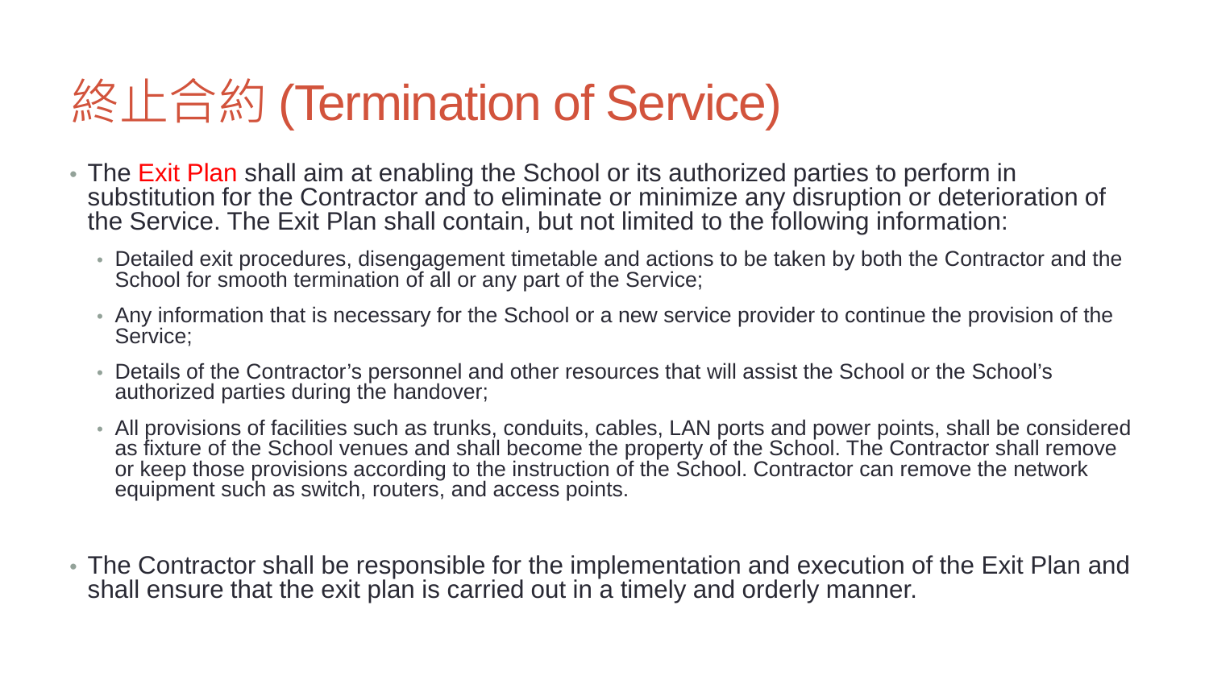# 終止合約 (Termination of Service)

- The Exit Plan shall aim at enabling the School or its authorized parties to perform in substitution for the Contractor and to eliminate or minimize any disruption or deterioration of the Service. The Exit Plan shall contain, but not limited to the following information:
  - Detailed exit procedures, disengagement timetable and actions to be taken by both the Contractor and the School for smooth termination of all or any part of the Service;
  - Any information that is necessary for the School or a new service provider to continue the provision of the Service;
  - Details of the Contractor's personnel and other resources that will assist the School or the School's authorized parties during the handover;
  - All provisions of facilities such as trunks, conduits, cables, LAN ports and power points, shall be considered as fixture of the School venues and shall become the property of the School. The Contractor shall remove or keep those provisions according to the instruction of the School. Contractor can remove the network equipment such as switch, routers, and access points.
- The Contractor shall be responsible for the implementation and execution of the Exit Plan and shall ensure that the exit plan is carried out in a timely and orderly manner.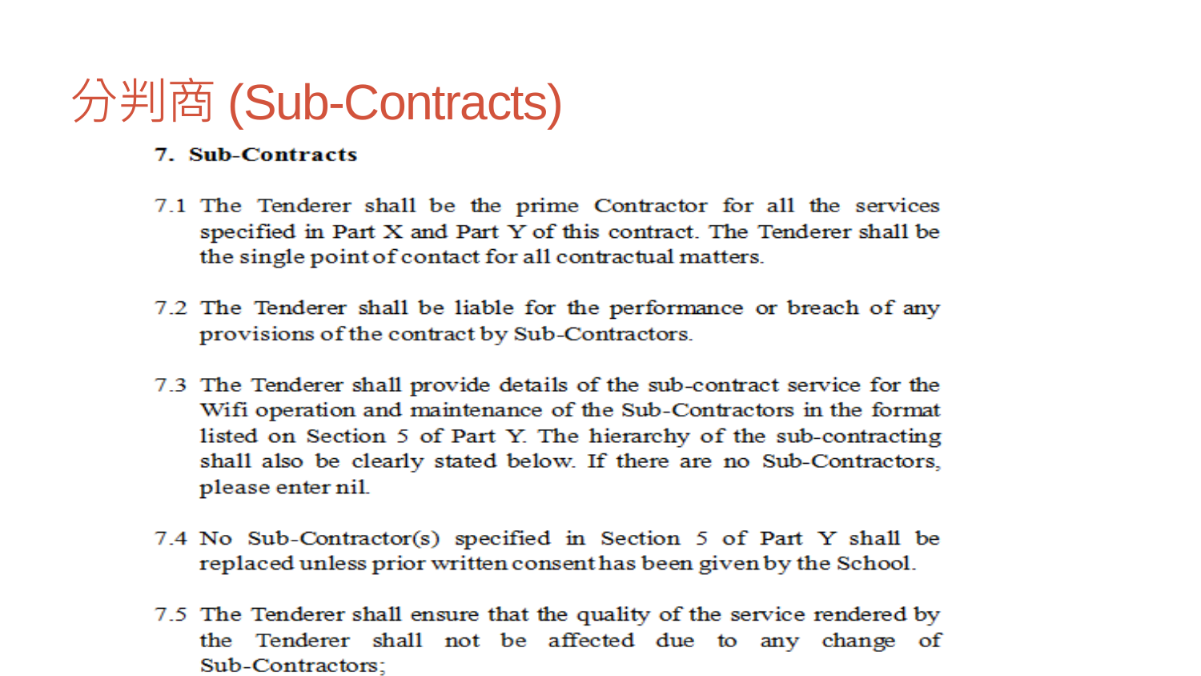# 分判商 (Sub-Contracts)

**7. Sub-Contracts**

7.1 The Tenderer shall be the prime Contractor for all the services specified in Part X and Part Y of this contract. The Tenderer shall be the single point of contact for all contractual matters.

7.2 The Tenderer shall be liable for the performance or breach of any provisions of the contract by Sub-Contractors.

7.3 The Tenderer shall provide details of the sub-contract service for the Wifi operation and maintenance of the Sub-Contractors in the format listed on Section 5 of Part Y. The hierarchy of the sub-contracting shall also be clearly stated below. If there are no Sub-Contractors, please enter nil.

7.4 No Sub-Contractor(s) specified in Section 5 of Part Y shall be replaced unless prior written consent has been given by the School.

7.5 The Tenderer shall ensure that the quality of the service rendered by the Tenderer shall not be affected due to any change of Sub-Contractors;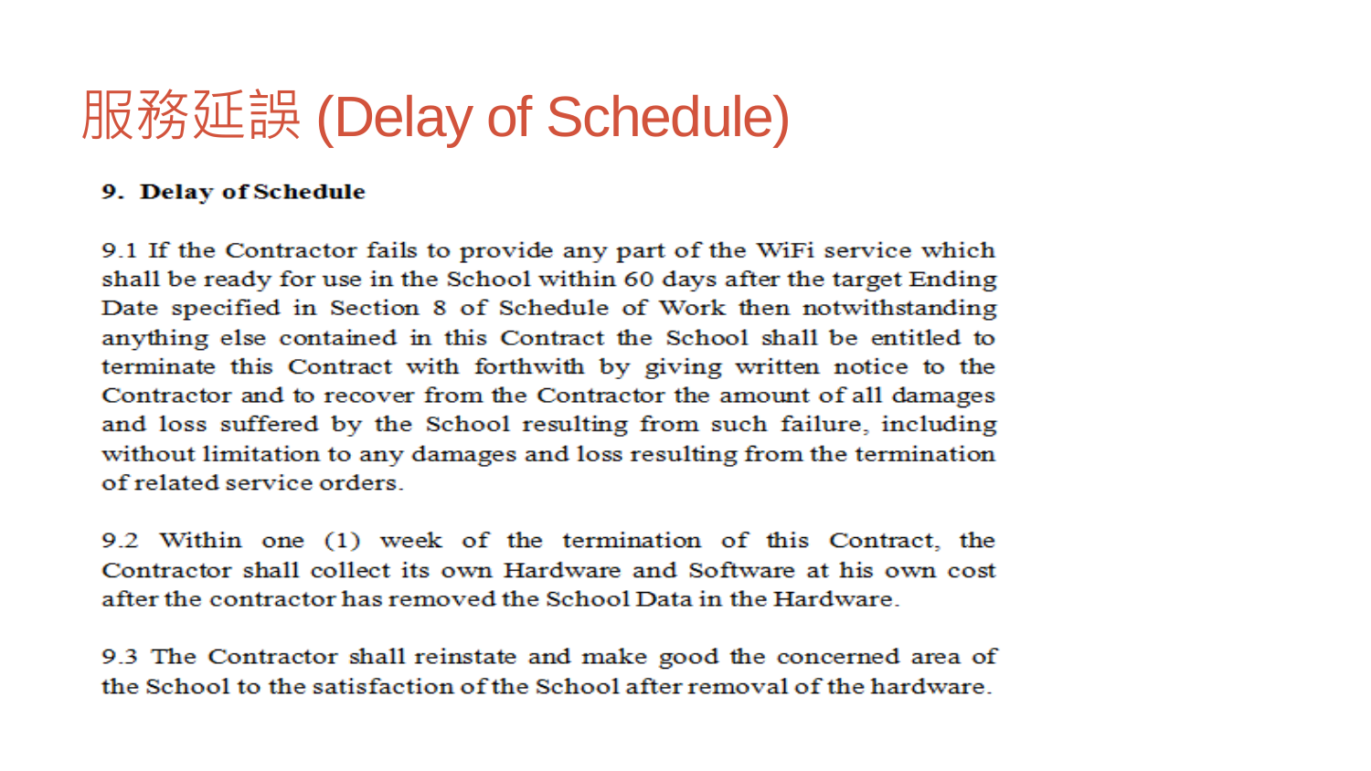# 服務延誤 (Delay of Schedule)

**9. Delay of Schedule**

9.1 If the Contractor fails to provide any part of the WiFi service which shall be ready for use in the School within 60 days after the target Ending Date specified in Section 8 of Schedule of Work then notwithstanding anything else contained in this Contract the School shall be entitled to terminate this Contract with forthwith by giving written notice to the Contractor and to recover from the Contractor the amount of all damages and loss suffered by the School resulting from such failure, including without limitation to any damages and loss resulting from the termination of related service orders.

9.2 Within one (1) week of the termination of this Contract, the Contractor shall collect its own Hardware and Software at his own cost after the contractor has removed the School Data in the Hardware.

9.3 The Contractor shall reinstate and make good the concerned area of the School to the satisfaction of the School after removal of the hardware.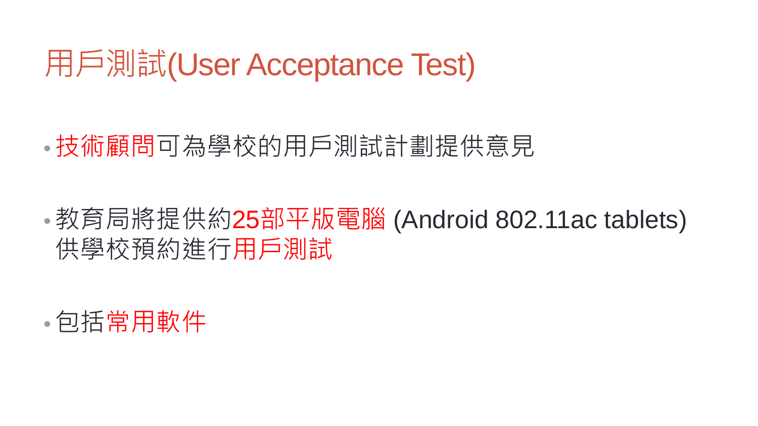# 用戶測試(User Acceptance Test)

- 技術顧問可為學校的用戶測試計劃提供意見
- 教育局將提供約25部平版電腦 (Android 802.11ac tablets) 供學校預約進行用戶測試
- 包括常用軟件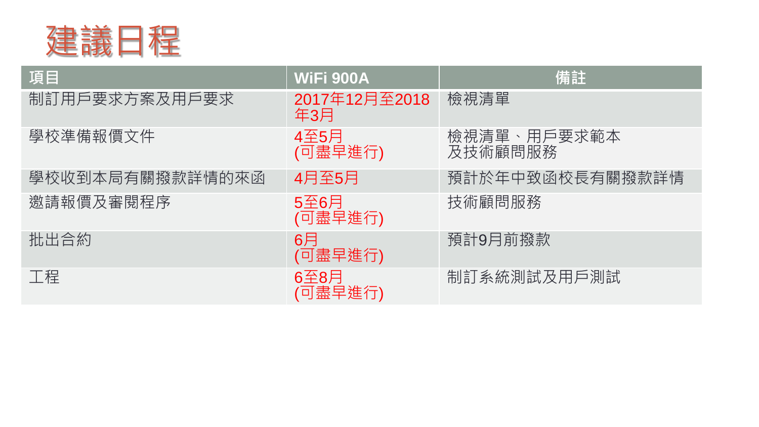# 建議日程

| 項目 | WiFi 900A | 備註 |
| --- | --- | --- |
| 制訂用戶要求方案及用戶要求 | 2017年12月至2018年3月 | 檢視清單 |
| 學校準備報價文件 | 4至5月<br>(可盡早進行) | 檢視清單、用戶要求範本<br>及技術顧問服務 |
| 學校收到本局有關撥款詳情的來函 | 4月至5月 | 預計於年中致函校長有關撥款詳情 |
| 邀請報價及審閱程序 | 5至6月<br>(可盡早進行) | 技術顧問服務 |
| 批出合約 | 6月<br>(可盡早進行) | 預計9月前撥款 |
| 工程 | 6至8月<br>(可盡早進行) | 制訂系統測試及用戶測試 |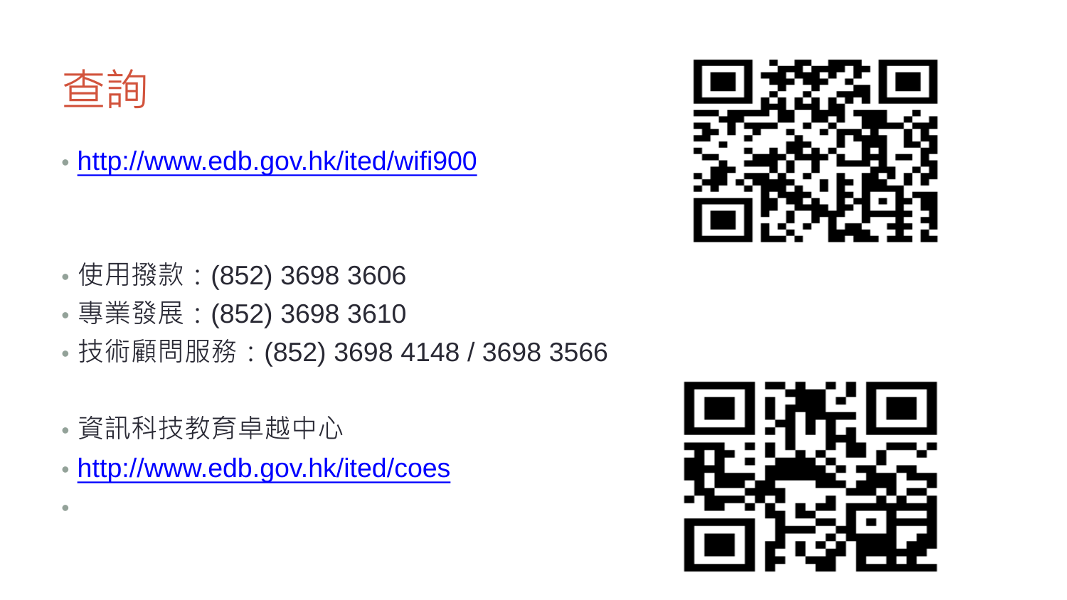# 查詢

- http://www.edb.gov.hk/ited/wifi900

- 使用撥款：(852) 3698 3606
- 專業發展：(852) 3698 3610
- 技術顧問服務：(852) 3698 4148 / 3698 3566

- 資訊科技教育卓越中心
- http://www.edb.gov.hk/ited/coes